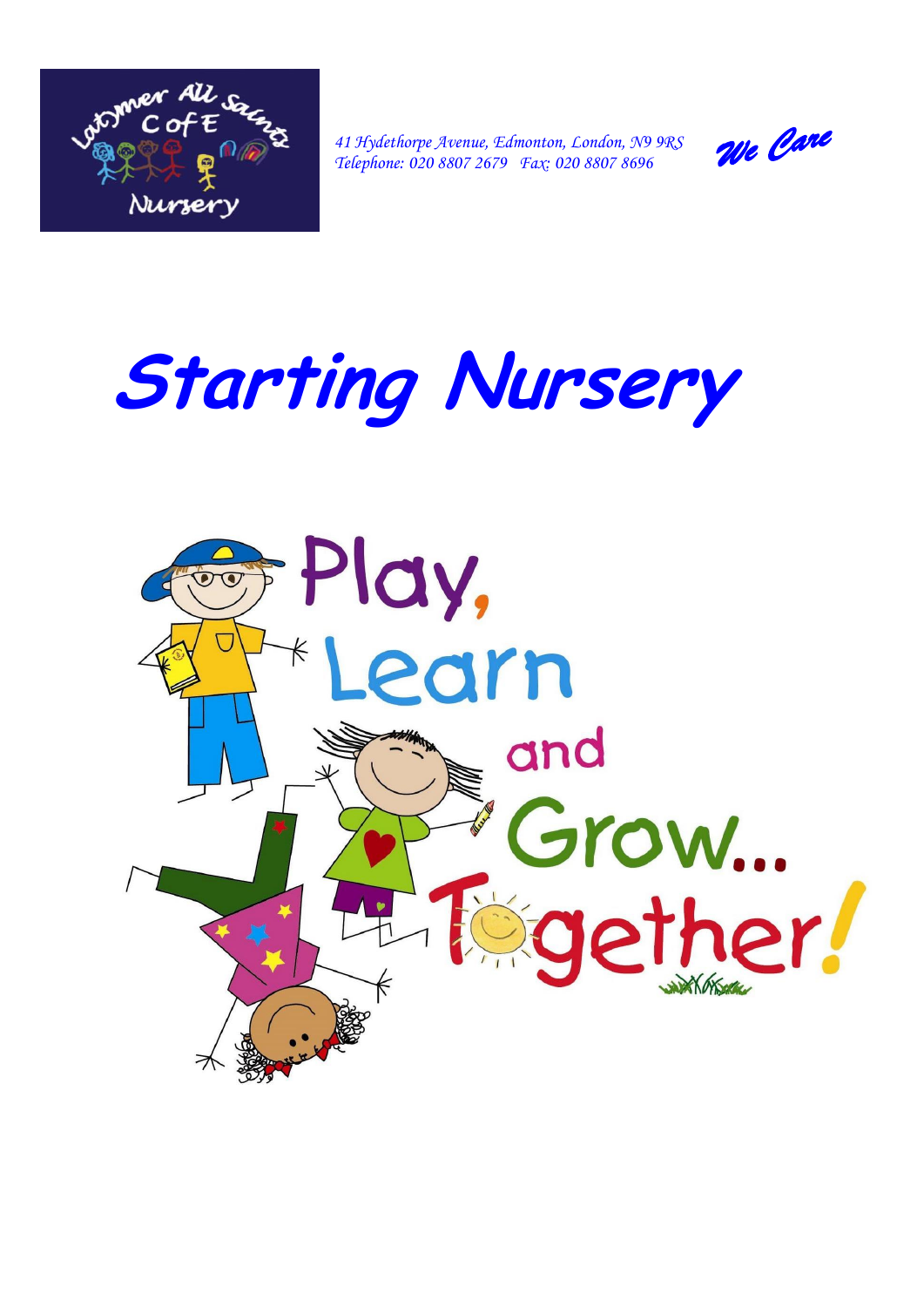*41 Hydethorpe Avenue, Edmonton, London, N9 9RS*
*Telephone: 020 8807 2679 Fax: 020 8807 8696*

*We Care*

# Starting Nursery

Play, Learn and Grow... Together!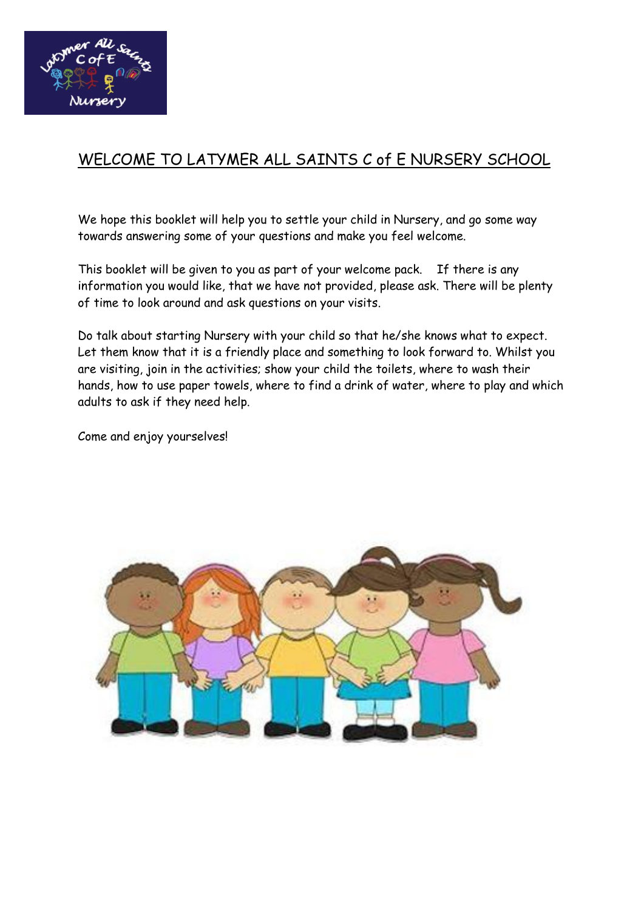# WELCOME TO LATYMER ALL SAINTS C of E NURSERY SCHOOL

We hope this booklet will help you to settle your child in Nursery, and go some way towards answering some of your questions and make you feel welcome.

This booklet will be given to you as part of your welcome pack. If there is any information you would like, that we have not provided, please ask. There will be plenty of time to look around and ask questions on your visits.

Do talk about starting Nursery with your child so that he/she knows what to expect. Let them know that it is a friendly place and something to look forward to. Whilst you are visiting, join in the activities; show your child the toilets, where to wash their hands, how to use paper towels, where to find a drink of water, where to play and which adults to ask if they need help.

Come and enjoy yourselves!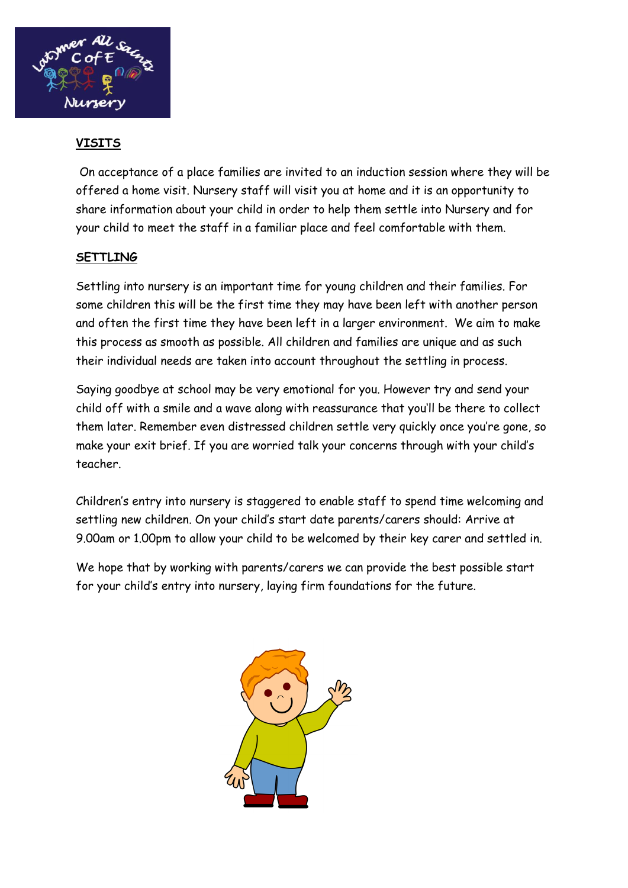## VISITS

On acceptance of a place families are invited to an induction session where they will be offered a home visit. Nursery staff will visit you at home and it is an opportunity to share information about your child in order to help them settle into Nursery and for your child to meet the staff in a familiar place and feel comfortable with them.

## SETTLING

Settling into nursery is an important time for young children and their families. For some children this will be the first time they may have been left with another person and often the first time they have been left in a larger environment. We aim to make this process as smooth as possible. All children and families are unique and as such their individual needs are taken into account throughout the settling in process.

Saying goodbye at school may be very emotional for you. However try and send your child off with a smile and a wave along with reassurance that you'll be there to collect them later. Remember even distressed children settle very quickly once you're gone, so make your exit brief. If you are worried talk your concerns through with your child's teacher.

Children's entry into nursery is staggered to enable staff to spend time welcoming and settling new children. On your child's start date parents/carers should: Arrive at 9.00am or 1.00pm to allow your child to be welcomed by their key carer and settled in.

We hope that by working with parents/carers we can provide the best possible start for your child's entry into nursery, laying firm foundations for the future.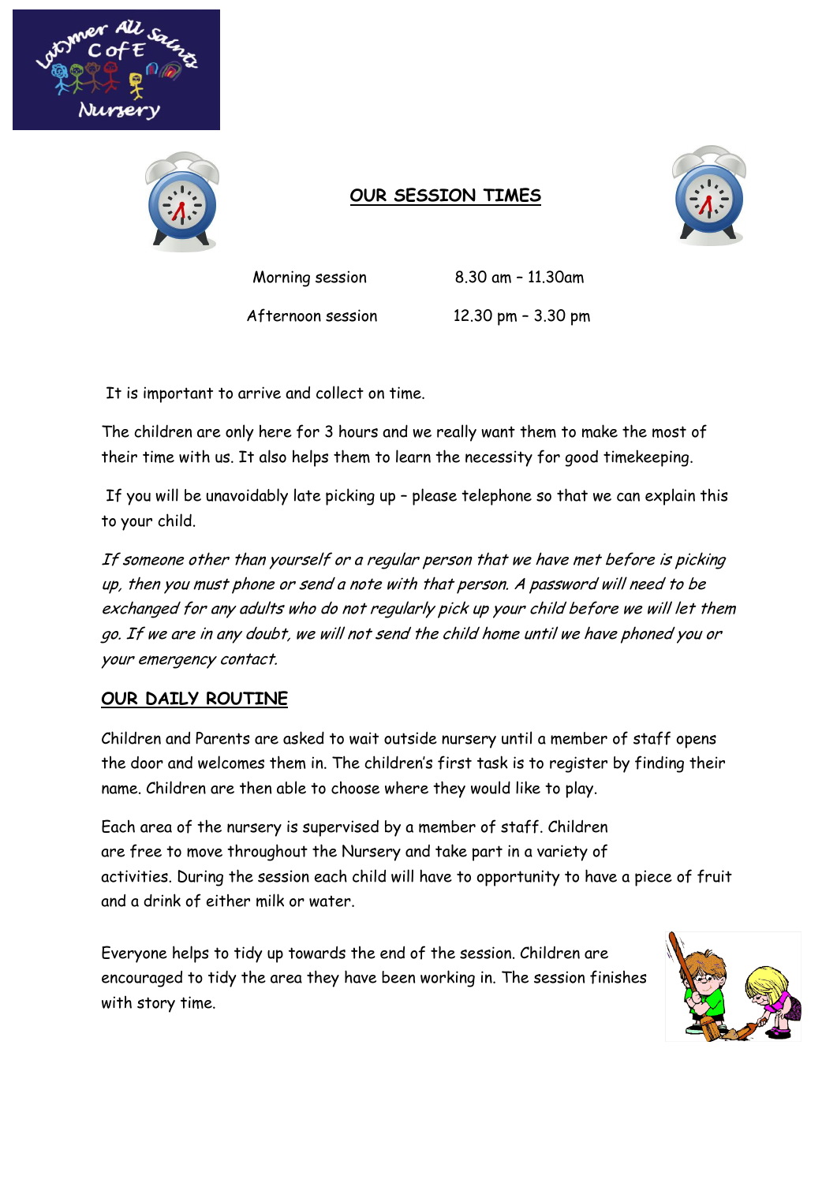## OUR SESSION TIMES

| Morning session | 8.30 am – 11.30am |
|---|---|
| Afternoon session | 12.30 pm – 3.30 pm |

It is important to arrive and collect on time.

The children are only here for 3 hours and we really want them to make the most of their time with us. It also helps them to learn the necessity for good timekeeping.

If you will be unavoidably late picking up – please telephone so that we can explain this to your child.

*If someone other than yourself or a regular person that we have met before is picking up, then you must phone or send a note with that person. A password will need to be exchanged for any adults who do not regularly pick up your child before we will let them go. If we are in any doubt, we will not send the child home until we have phoned you or your emergency contact.*

## OUR DAILY ROUTINE

Children and Parents are asked to wait outside nursery until a member of staff opens the door and welcomes them in. The children's first task is to register by finding their name. Children are then able to choose where they would like to play.

Each area of the nursery is supervised by a member of staff. Children are free to move throughout the Nursery and take part in a variety of activities. During the session each child will have to opportunity to have a piece of fruit and a drink of either milk or water.

Everyone helps to tidy up towards the end of the session. Children are encouraged to tidy the area they have been working in. The session finishes with story time.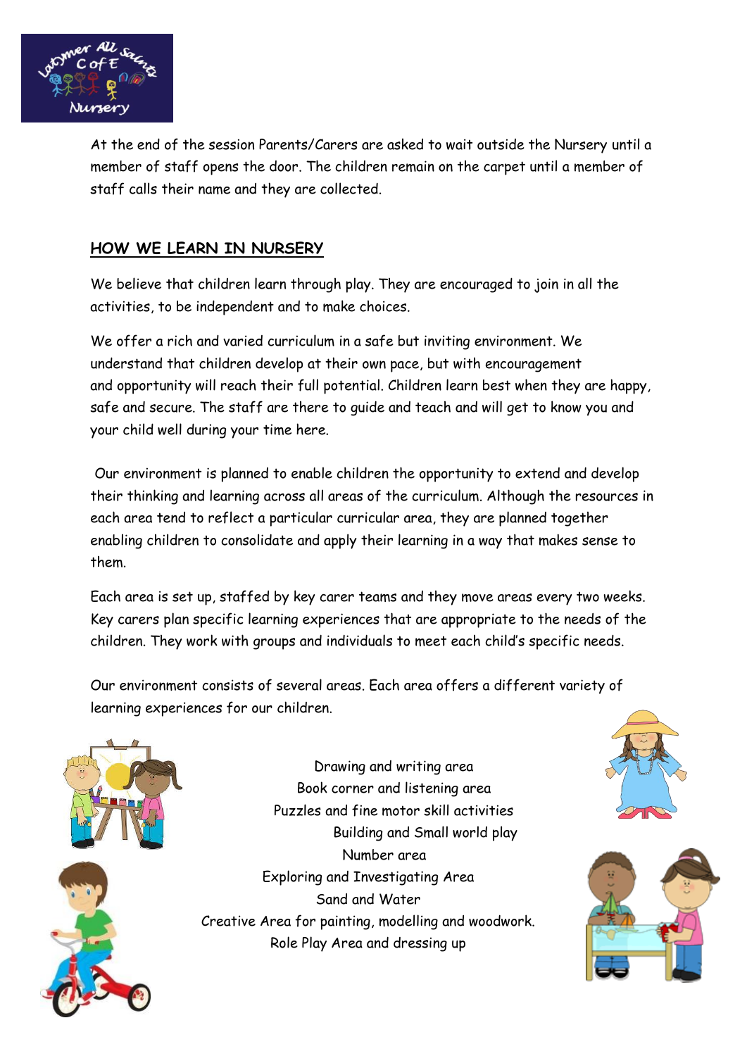At the end of the session Parents/Carers are asked to wait outside the Nursery until a member of staff opens the door. The children remain on the carpet until a member of staff calls their name and they are collected.

## HOW WE LEARN IN NURSERY

We believe that children learn through play. They are encouraged to join in all the activities, to be independent and to make choices.

We offer a rich and varied curriculum in a safe but inviting environment. We understand that children develop at their own pace, but with encouragement and opportunity will reach their full potential. Children learn best when they are happy, safe and secure. The staff are there to guide and teach and will get to know you and your child well during your time here.

Our environment is planned to enable children the opportunity to extend and develop their thinking and learning across all areas of the curriculum. Although the resources in each area tend to reflect a particular curricular area, they are planned together enabling children to consolidate and apply their learning in a way that makes sense to them.

Each area is set up, staffed by key carer teams and they move areas every two weeks. Key carers plan specific learning experiences that are appropriate to the needs of the children. They work with groups and individuals to meet each child's specific needs.

Our environment consists of several areas. Each area offers a different variety of learning experiences for our children.

Drawing and writing area
Book corner and listening area
Puzzles and fine motor skill activities
Building and Small world play
Number area
Exploring and Investigating Area
Sand and Water
Creative Area for painting, modelling and woodwork.
Role Play Area and dressing up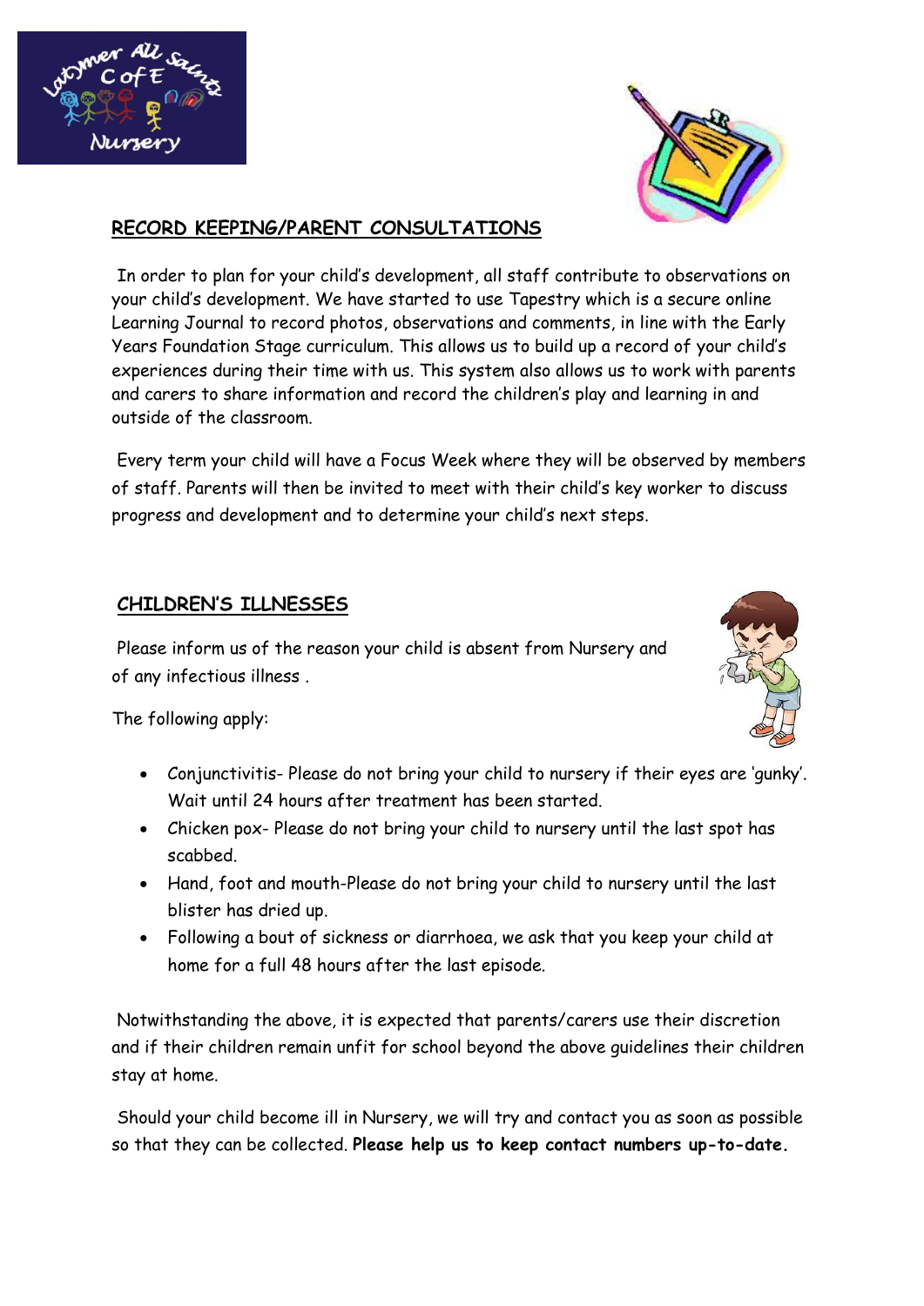## RECORD KEEPING/PARENT CONSULTATIONS

In order to plan for your child's development, all staff contribute to observations on your child's development. We have started to use Tapestry which is a secure online Learning Journal to record photos, observations and comments, in line with the Early Years Foundation Stage curriculum. This allows us to build up a record of your child's experiences during their time with us. This system also allows us to work with parents and carers to share information and record the children's play and learning in and outside of the classroom.

Every term your child will have a Focus Week where they will be observed by members of staff. Parents will then be invited to meet with their child's key worker to discuss progress and development and to determine your child's next steps.

## CHILDREN'S ILLNESSES

Please inform us of the reason your child is absent from Nursery and of any infectious illness .

The following apply:

- Conjunctivitis- Please do not bring your child to nursery if their eyes are 'gunky'. Wait until 24 hours after treatment has been started.
- Chicken pox- Please do not bring your child to nursery until the last spot has scabbed.
- Hand, foot and mouth-Please do not bring your child to nursery until the last blister has dried up.
- Following a bout of sickness or diarrhoea, we ask that you keep your child at home for a full 48 hours after the last episode.

Notwithstanding the above, it is expected that parents/carers use their discretion and if their children remain unfit for school beyond the above guidelines their children stay at home.

Should your child become ill in Nursery, we will try and contact you as soon as possible so that they can be collected. **Please help us to keep contact numbers up-to-date.**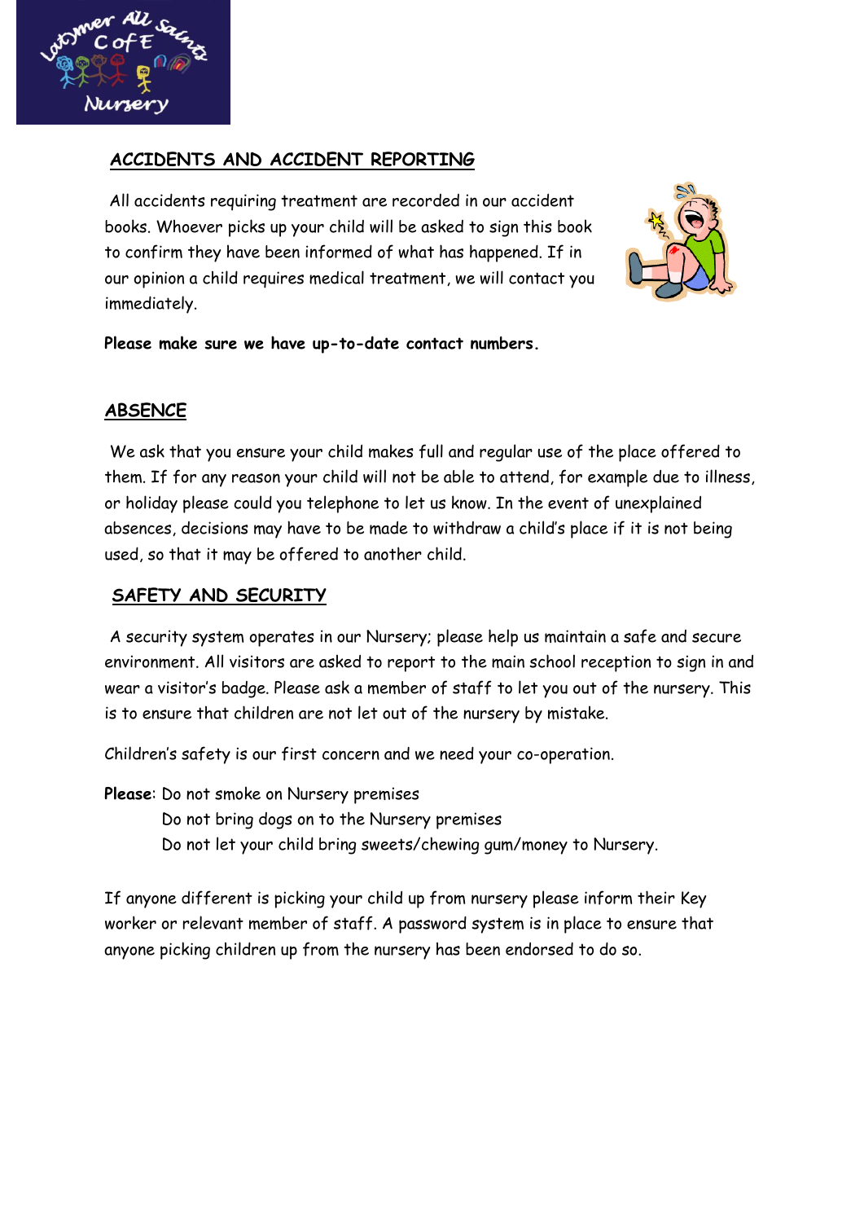## ACCIDENTS AND ACCIDENT REPORTING

All accidents requiring treatment are recorded in our accident books. Whoever picks up your child will be asked to sign this book to confirm they have been informed of what has happened. If in our opinion a child requires medical treatment, we will contact you immediately.

**Please make sure we have up-to-date contact numbers.**

## ABSENCE

We ask that you ensure your child makes full and regular use of the place offered to them. If for any reason your child will not be able to attend, for example due to illness, or holiday please could you telephone to let us know. In the event of unexplained absences, decisions may have to be made to withdraw a child's place if it is not being used, so that it may be offered to another child.

## SAFETY AND SECURITY

A security system operates in our Nursery; please help us maintain a safe and secure environment. All visitors are asked to report to the main school reception to sign in and wear a visitor's badge. Please ask a member of staff to let you out of the nursery. This is to ensure that children are not let out of the nursery by mistake.

Children's safety is our first concern and we need your co-operation.

**Please**: Do not smoke on Nursery premises
Do not bring dogs on to the Nursery premises
Do not let your child bring sweets/chewing gum/money to Nursery.

If anyone different is picking your child up from nursery please inform their Key worker or relevant member of staff. A password system is in place to ensure that anyone picking children up from the nursery has been endorsed to do so.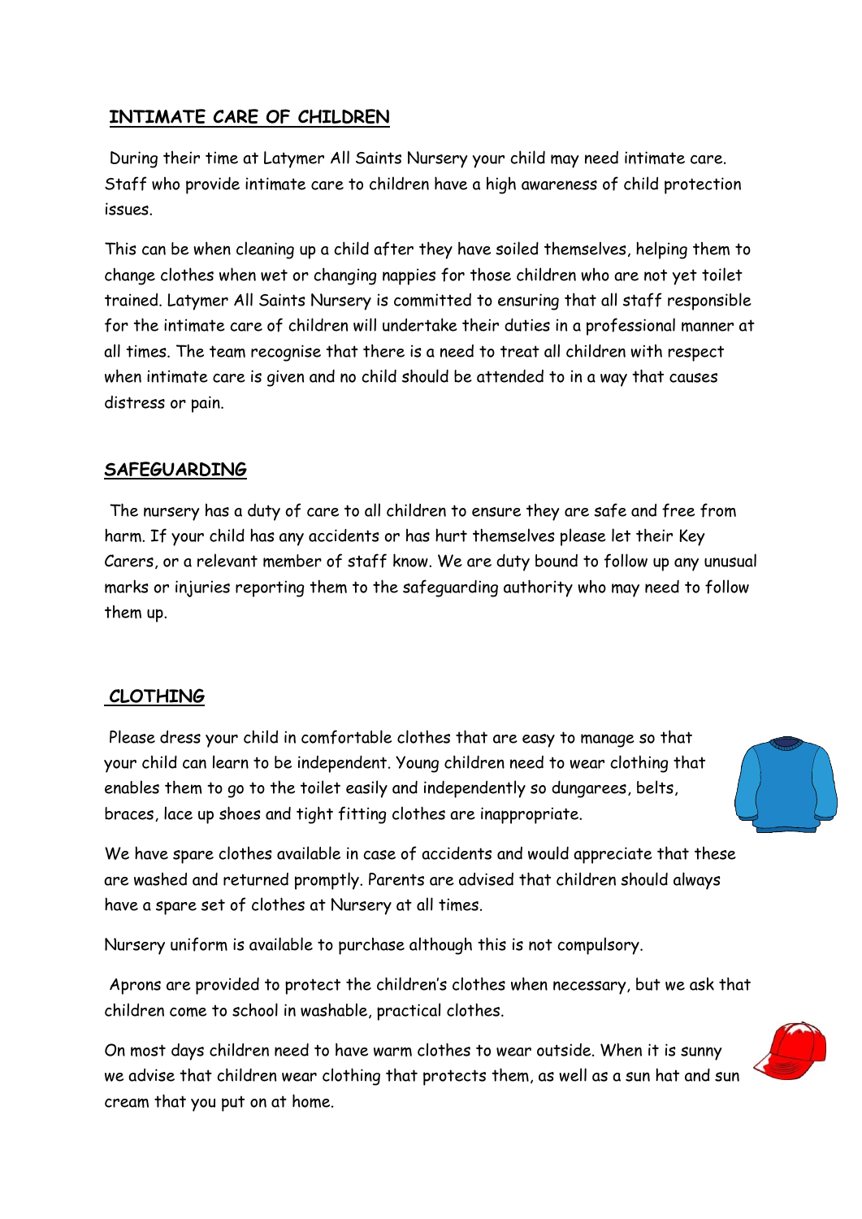## INTIMATE CARE OF CHILDREN

During their time at Latymer All Saints Nursery your child may need intimate care. Staff who provide intimate care to children have a high awareness of child protection issues.

This can be when cleaning up a child after they have soiled themselves, helping them to change clothes when wet or changing nappies for those children who are not yet toilet trained. Latymer All Saints Nursery is committed to ensuring that all staff responsible for the intimate care of children will undertake their duties in a professional manner at all times. The team recognise that there is a need to treat all children with respect when intimate care is given and no child should be attended to in a way that causes distress or pain.

## SAFEGUARDING

The nursery has a duty of care to all children to ensure they are safe and free from harm. If your child has any accidents or has hurt themselves please let their Key Carers, or a relevant member of staff know. We are duty bound to follow up any unusual marks or injuries reporting them to the safeguarding authority who may need to follow them up.

## CLOTHING

Please dress your child in comfortable clothes that are easy to manage so that your child can learn to be independent. Young children need to wear clothing that enables them to go to the toilet easily and independently so dungarees, belts, braces, lace up shoes and tight fitting clothes are inappropriate.

We have spare clothes available in case of accidents and would appreciate that these are washed and returned promptly. Parents are advised that children should always have a spare set of clothes at Nursery at all times.

Nursery uniform is available to purchase although this is not compulsory.

Aprons are provided to protect the children's clothes when necessary, but we ask that children come to school in washable, practical clothes.

On most days children need to have warm clothes to wear outside. When it is sunny we advise that children wear clothing that protects them, as well as a sun hat and sun cream that you put on at home.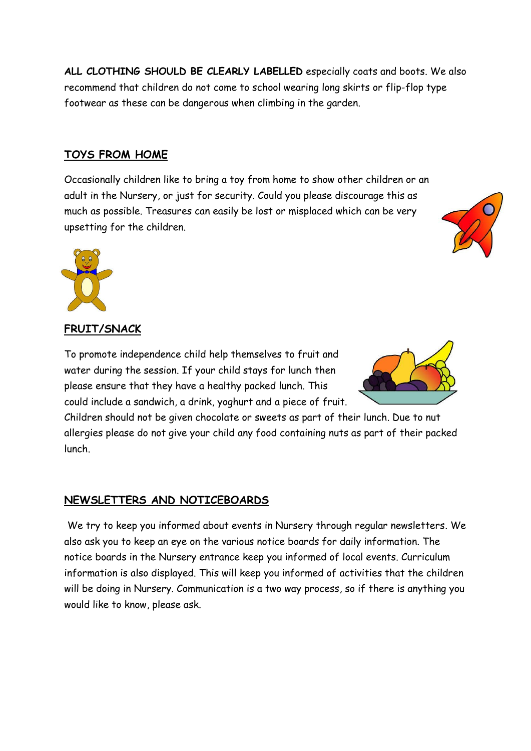**ALL CLOTHING SHOULD BE CLEARLY LABELLED** especially coats and boots. We also recommend that children do not come to school wearing long skirts or flip-flop type footwear as these can be dangerous when climbing in the garden.

## TOYS FROM HOME

Occasionally children like to bring a toy from home to show other children or an adult in the Nursery, or just for security. Could you please discourage this as much as possible. Treasures can easily be lost or misplaced which can be very upsetting for the children.

## FRUIT/SNACK

To promote independence child help themselves to fruit and water during the session. If your child stays for lunch then please ensure that they have a healthy packed lunch. This could include a sandwich, a drink, yoghurt and a piece of fruit. Children should not be given chocolate or sweets as part of their lunch. Due to nut allergies please do not give your child any food containing nuts as part of their packed lunch.

## NEWSLETTERS AND NOTICEBOARDS

We try to keep you informed about events in Nursery through regular newsletters. We also ask you to keep an eye on the various notice boards for daily information. The notice boards in the Nursery entrance keep you informed of local events. Curriculum information is also displayed. This will keep you informed of activities that the children will be doing in Nursery. Communication is a two way process, so if there is anything you would like to know, please ask.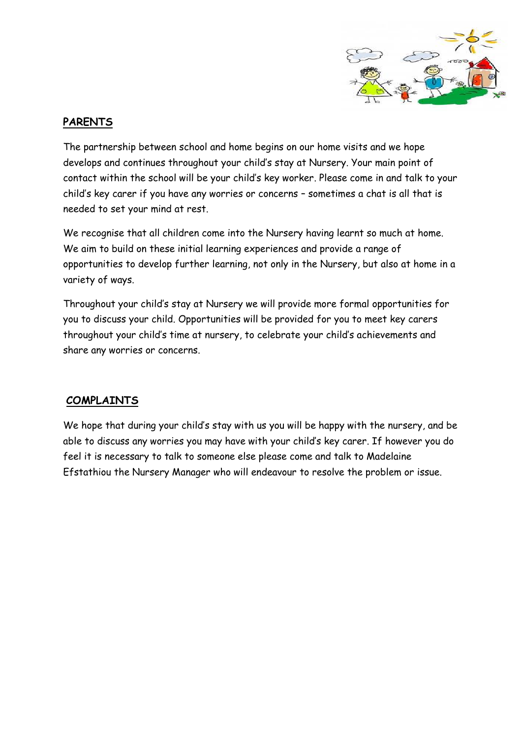## PARENTS

The partnership between school and home begins on our home visits and we hope develops and continues throughout your child's stay at Nursery. Your main point of contact within the school will be your child's key worker. Please come in and talk to your child's key carer if you have any worries or concerns – sometimes a chat is all that is needed to set your mind at rest.

We recognise that all children come into the Nursery having learnt so much at home. We aim to build on these initial learning experiences and provide a range of opportunities to develop further learning, not only in the Nursery, but also at home in a variety of ways.

Throughout your child's stay at Nursery we will provide more formal opportunities for you to discuss your child. Opportunities will be provided for you to meet key carers throughout your child's time at nursery, to celebrate your child's achievements and share any worries or concerns.

## COMPLAINTS

We hope that during your child's stay with us you will be happy with the nursery, and be able to discuss any worries you may have with your child's key carer. If however you do feel it is necessary to talk to someone else please come and talk to Madelaine Efstathiou the Nursery Manager who will endeavour to resolve the problem or issue.